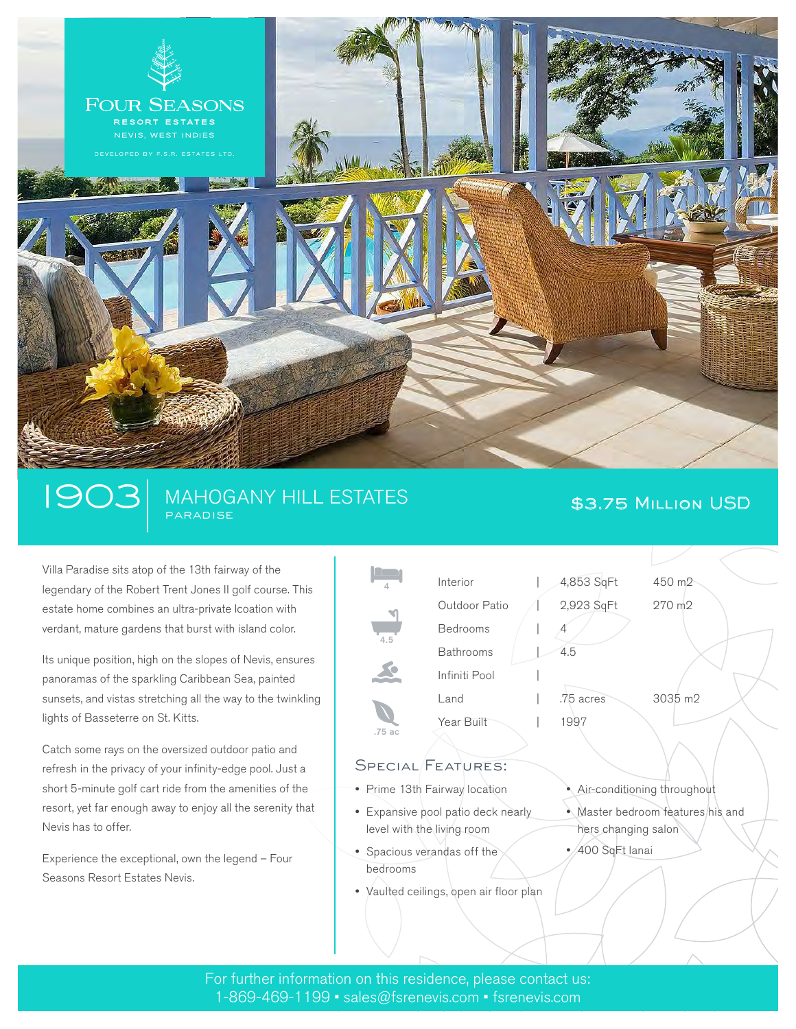# FOUR SEASONS

RESORT ESTATES

NEVIS, WEST INDIES

DEVELOPED BY F.S.R. ESTATES LTD.

## 1903 | MAHOGANY HILL ESTATES

PARADISE

**$3.75 Million USD**

Villa Paradise sits atop of the 13th fairway of the legendary of the Robert Trent Jones II golf course. This estate home combines an ultra-private lcoation with verdant, mature gardens that burst with island color.

Its unique position, high on the slopes of Nevis, ensures panoramas of the sparkling Caribbean Sea, painted sunsets, and vistas stretching all the way to the twinkling lights of Basseterre on St. Kitts.

Catch some rays on the oversized outdoor patio and refresh in the privacy of your infinity-edge pool. Just a short 5-minute golf cart ride from the amenities of the resort, yet far enough away to enjoy all the serenity that Nevis has to offer.

Experience the exceptional, own the legend – Four Seasons Resort Estates Nevis.

| | | |
|---|---|---|
| Interior | 4,853 SqFt | 450 m2 |
| Outdoor Patio | 2,923 SqFt | 270 m2 |
| Bedrooms | 4 | |
| Bathrooms | 4.5 | |
| Infiniti Pool | | |
| Land | .75 acres | 3035 m2 |
| Year Built | 1997 | |

### Special Features:

- Prime 13th Fairway location
- Expansive pool patio deck nearly level with the living room
- Spacious verandas off the bedrooms
- Vaulted ceilings, open air floor plan
- Air-conditioning throughout
- Master bedroom features his and hers changing salon
- 400 SqFt lanai

For further information on this residence, please contact us:
1-869-469-1199 ▪ sales@fsrenevis.com ▪ fsrenevis.com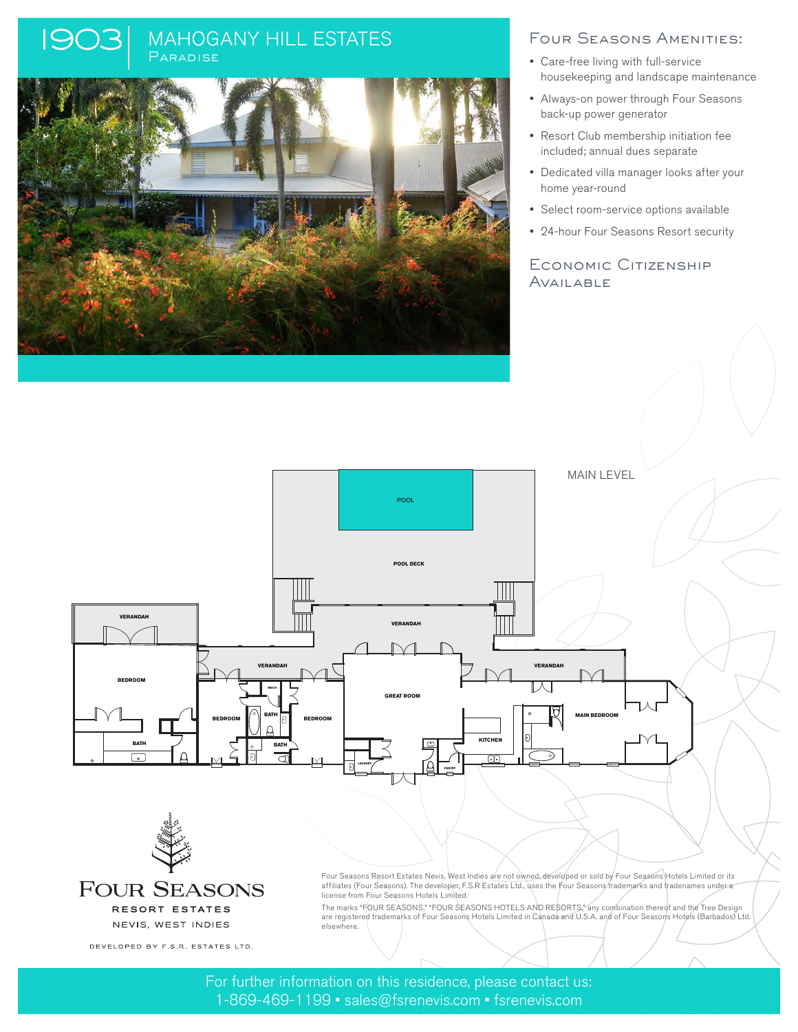# 1903 | MAHOGANY HILL ESTATES

Paradise

## Four Seasons Amenities:

- Care-free living with full-service housekeeping and landscape maintenance
- Always-on power through Four Seasons back-up power generator
- Resort Club membership initiation fee included; annual dues separate
- Dedicated villa manager looks after your home year-round
- Select room-service options available
- 24-hour Four Seasons Resort security

## Economic Citizenship Available

MAIN LEVEL

POOL

POOL DECK

VERANDAH

VERANDAH

VERANDAH

VERANDAH

BEDROOM

BEDROOM

BEDROOM

GREAT ROOM

MAIN BEDROOM

MECH

BATH

BATH

BATH

KITCHEN

LAUNDRY

PANTRY

FOUR SEASONS

RESORT ESTATES

NEVIS, WEST INDIES

DEVELOPED BY F.S.R. ESTATES LTD.

Four Seasons Resort Estates Nevis, West Indies are not owned, developed or sold by Four Seasons Hotels Limited or its affiliates (Four Seasons). The developer, F.S.R Estates Ltd., uses the Four Seasons trademarks and tradenames under a license from Four Seasons Hotels Limited.

The marks "FOUR SEASONS," "FOUR SEASONS HOTELS AND RESORTS," any combination thereof and the Tree Design are registered trademarks of Four Seasons Hotels Limited in Canada and U.S.A. and of Four Seasons Hotels (Barbados) Ltd. elsewhere.

For further information on this residence, please contact us:
1-869-469-1199 • sales@fsrenevis.com • fsrenevis.com